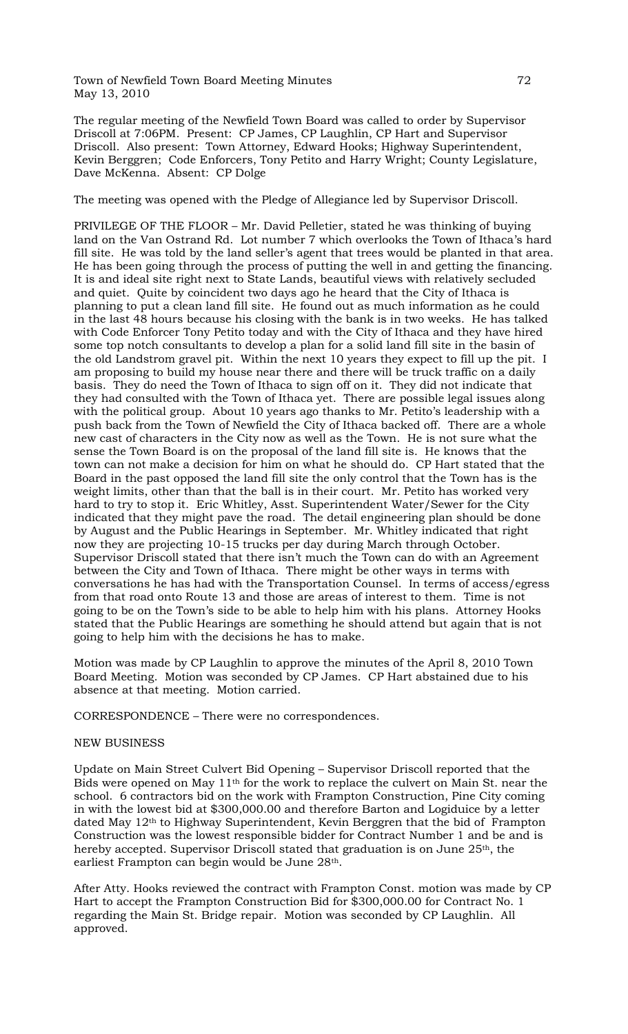Town of Newfield Town Board Meeting Minutes
May 13, 2010

The regular meeting of the Newfield Town Board was called to order by Supervisor Driscoll at 7:06PM. Present: CP James, CP Laughlin, CP Hart and Supervisor Driscoll. Also present: Town Attorney, Edward Hooks; Highway Superintendent, Kevin Berggren; Code Enforcers, Tony Petito and Harry Wright; County Legislature, Dave McKenna. Absent: CP Dolge

The meeting was opened with the Pledge of Allegiance led by Supervisor Driscoll.

PRIVILEGE OF THE FLOOR – Mr. David Pelletier, stated he was thinking of buying land on the Van Ostrand Rd. Lot number 7 which overlooks the Town of Ithaca's hard fill site. He was told by the land seller's agent that trees would be planted in that area. He has been going through the process of putting the well in and getting the financing. It is and ideal site right next to State Lands, beautiful views with relatively secluded and quiet. Quite by coincident two days ago he heard that the City of Ithaca is planning to put a clean land fill site. He found out as much information as he could in the last 48 hours because his closing with the bank is in two weeks. He has talked with Code Enforcer Tony Petito today and with the City of Ithaca and they have hired some top notch consultants to develop a plan for a solid land fill site in the basin of the old Landstrom gravel pit. Within the next 10 years they expect to fill up the pit. I am proposing to build my house near there and there will be truck traffic on a daily basis. They do need the Town of Ithaca to sign off on it. They did not indicate that they had consulted with the Town of Ithaca yet. There are possible legal issues along with the political group. About 10 years ago thanks to Mr. Petito's leadership with a push back from the Town of Newfield the City of Ithaca backed off. There are a whole new cast of characters in the City now as well as the Town. He is not sure what the sense the Town Board is on the proposal of the land fill site is. He knows that the town can not make a decision for him on what he should do. CP Hart stated that the Board in the past opposed the land fill site the only control that the Town has is the weight limits, other than that the ball is in their court. Mr. Petito has worked very hard to try to stop it. Eric Whitley, Asst. Superintendent Water/Sewer for the City indicated that they might pave the road. The detail engineering plan should be done by August and the Public Hearings in September. Mr. Whitley indicated that right now they are projecting 10-15 trucks per day during March through October. Supervisor Driscoll stated that there isn't much the Town can do with an Agreement between the City and Town of Ithaca. There might be other ways in terms with conversations he has had with the Transportation Counsel. In terms of access/egress from that road onto Route 13 and those are areas of interest to them. Time is not going to be on the Town's side to be able to help him with his plans. Attorney Hooks stated that the Public Hearings are something he should attend but again that is not going to help him with the decisions he has to make.

Motion was made by CP Laughlin to approve the minutes of the April 8, 2010 Town Board Meeting. Motion was seconded by CP James. CP Hart abstained due to his absence at that meeting. Motion carried.

CORRESPONDENCE – There were no correspondences.

NEW BUSINESS

Update on Main Street Culvert Bid Opening – Supervisor Driscoll reported that the Bids were opened on May 11th for the work to replace the culvert on Main St. near the school. 6 contractors bid on the work with Frampton Construction, Pine City coming in with the lowest bid at $300,000.00 and therefore Barton and Logiduice by a letter dated May 12th to Highway Superintendent, Kevin Berggren that the bid of Frampton Construction was the lowest responsible bidder for Contract Number 1 and be and is hereby accepted. Supervisor Driscoll stated that graduation is on June 25th, the earliest Frampton can begin would be June 28th.

After Atty. Hooks reviewed the contract with Frampton Const. motion was made by CP Hart to accept the Frampton Construction Bid for $300,000.00 for Contract No. 1 regarding the Main St. Bridge repair. Motion was seconded by CP Laughlin. All approved.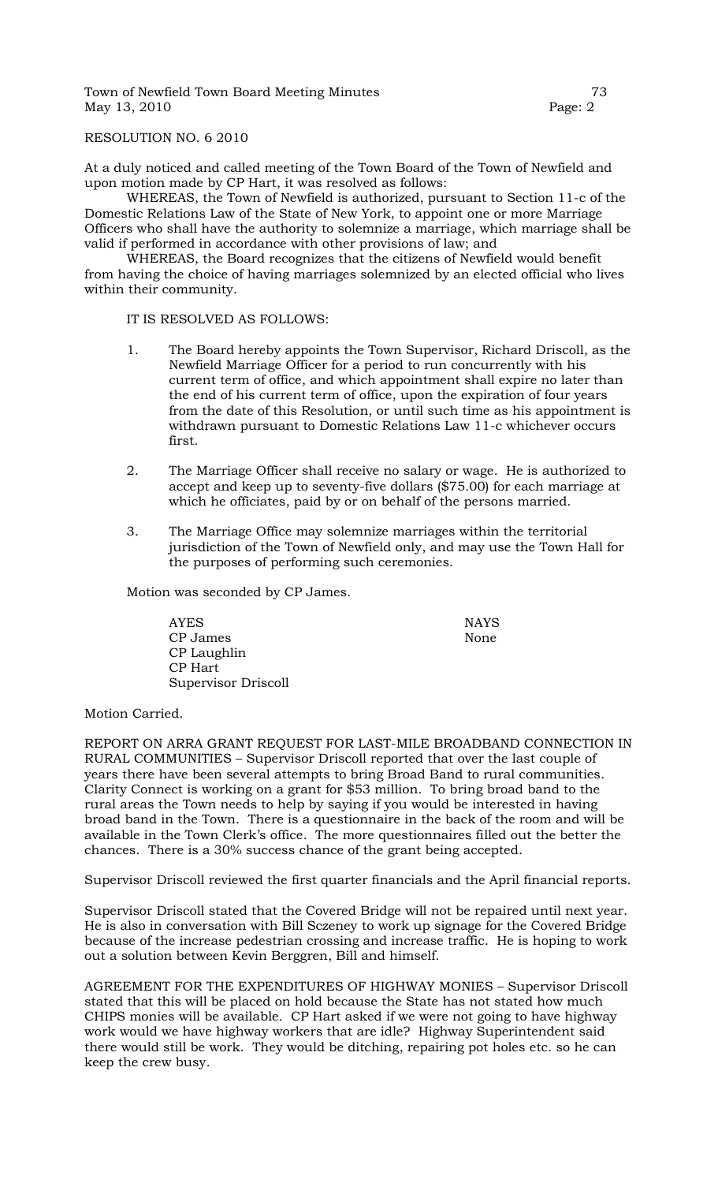RESOLUTION NO. 6 2010

At a duly noticed and called meeting of the Town Board of the Town of Newfield and upon motion made by CP Hart, it was resolved as follows:

WHEREAS, the Town of Newfield is authorized, pursuant to Section 11-c of the Domestic Relations Law of the State of New York, to appoint one or more Marriage Officers who shall have the authority to solemnize a marriage, which marriage shall be valid if performed in accordance with other provisions of law; and

WHEREAS, the Board recognizes that the citizens of Newfield would benefit from having the choice of having marriages solemnized by an elected official who lives within their community.

IT IS RESOLVED AS FOLLOWS:

1. The Board hereby appoints the Town Supervisor, Richard Driscoll, as the Newfield Marriage Officer for a period to run concurrently with his current term of office, and which appointment shall expire no later than the end of his current term of office, upon the expiration of four years from the date of this Resolution, or until such time as his appointment is withdrawn pursuant to Domestic Relations Law 11-c whichever occurs first.

2. The Marriage Officer shall receive no salary or wage. He is authorized to accept and keep up to seventy-five dollars ($75.00) for each marriage at which he officiates, paid by or on behalf of the persons married.

3. The Marriage Office may solemnize marriages within the territorial jurisdiction of the Town of Newfield only, and may use the Town Hall for the purposes of performing such ceremonies.

Motion was seconded by CP James.

| AYES | NAYS |
|---|---|
| CP James | None |
| CP Laughlin | |
| CP Hart | |
| Supervisor Driscoll | |

Motion Carried.

REPORT ON ARRA GRANT REQUEST FOR LAST-MILE BROADBAND CONNECTION IN RURAL COMMUNITIES – Supervisor Driscoll reported that over the last couple of years there have been several attempts to bring Broad Band to rural communities. Clarity Connect is working on a grant for $53 million. To bring broad band to the rural areas the Town needs to help by saying if you would be interested in having broad band in the Town. There is a questionnaire in the back of the room and will be available in the Town Clerk's office. The more questionnaires filled out the better the chances. There is a 30% success chance of the grant being accepted.

Supervisor Driscoll reviewed the first quarter financials and the April financial reports.

Supervisor Driscoll stated that the Covered Bridge will not be repaired until next year. He is also in conversation with Bill Sczeney to work up signage for the Covered Bridge because of the increase pedestrian crossing and increase traffic. He is hoping to work out a solution between Kevin Berggren, Bill and himself.

AGREEMENT FOR THE EXPENDITURES OF HIGHWAY MONIES – Supervisor Driscoll stated that this will be placed on hold because the State has not stated how much CHIPS monies will be available. CP Hart asked if we were not going to have highway work would we have highway workers that are idle? Highway Superintendent said there would still be work. They would be ditching, repairing pot holes etc. so he can keep the crew busy.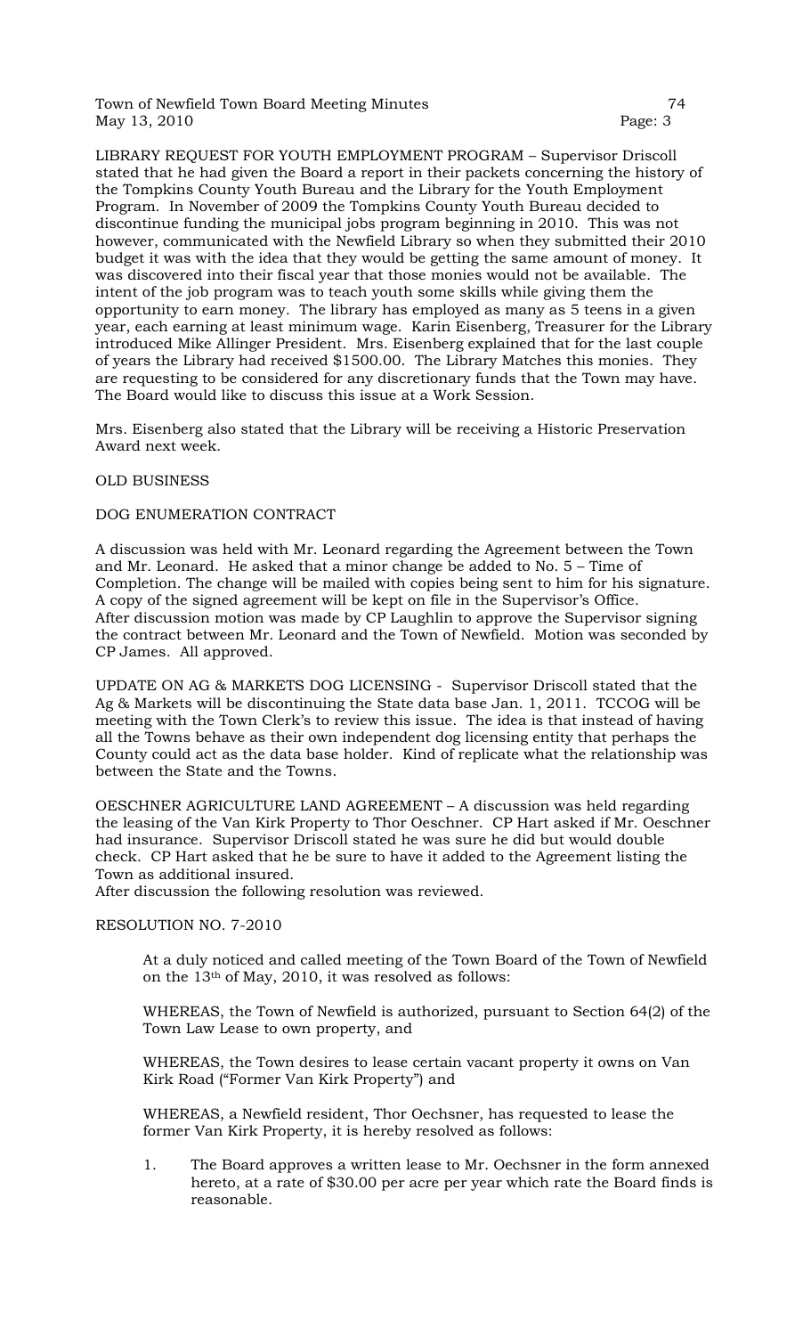LIBRARY REQUEST FOR YOUTH EMPLOYMENT PROGRAM – Supervisor Driscoll stated that he had given the Board a report in their packets concerning the history of the Tompkins County Youth Bureau and the Library for the Youth Employment Program. In November of 2009 the Tompkins County Youth Bureau decided to discontinue funding the municipal jobs program beginning in 2010. This was not however, communicated with the Newfield Library so when they submitted their 2010 budget it was with the idea that they would be getting the same amount of money. It was discovered into their fiscal year that those monies would not be available. The intent of the job program was to teach youth some skills while giving them the opportunity to earn money. The library has employed as many as 5 teens in a given year, each earning at least minimum wage. Karin Eisenberg, Treasurer for the Library introduced Mike Allinger President. Mrs. Eisenberg explained that for the last couple of years the Library had received $1500.00. The Library Matches this monies. They are requesting to be considered for any discretionary funds that the Town may have. The Board would like to discuss this issue at a Work Session.

Mrs. Eisenberg also stated that the Library will be receiving a Historic Preservation Award next week.

OLD BUSINESS

DOG ENUMERATION CONTRACT

A discussion was held with Mr. Leonard regarding the Agreement between the Town and Mr. Leonard. He asked that a minor change be added to No. 5 – Time of Completion. The change will be mailed with copies being sent to him for his signature. A copy of the signed agreement will be kept on file in the Supervisor's Office. After discussion motion was made by CP Laughlin to approve the Supervisor signing the contract between Mr. Leonard and the Town of Newfield. Motion was seconded by CP James. All approved.

UPDATE ON AG & MARKETS DOG LICENSING - Supervisor Driscoll stated that the Ag & Markets will be discontinuing the State data base Jan. 1, 2011. TCCOG will be meeting with the Town Clerk's to review this issue. The idea is that instead of having all the Towns behave as their own independent dog licensing entity that perhaps the County could act as the data base holder. Kind of replicate what the relationship was between the State and the Towns.

OESCHNER AGRICULTURE LAND AGREEMENT – A discussion was held regarding the leasing of the Van Kirk Property to Thor Oeschner. CP Hart asked if Mr. Oeschner had insurance. Supervisor Driscoll stated he was sure he did but would double check. CP Hart asked that he be sure to have it added to the Agreement listing the Town as additional insured.
After discussion the following resolution was reviewed.

RESOLUTION NO. 7-2010

At a duly noticed and called meeting of the Town Board of the Town of Newfield on the 13th of May, 2010, it was resolved as follows:

WHEREAS, the Town of Newfield is authorized, pursuant to Section 64(2) of the Town Law Lease to own property, and

WHEREAS, the Town desires to lease certain vacant property it owns on Van Kirk Road ("Former Van Kirk Property") and

WHEREAS, a Newfield resident, Thor Oechsner, has requested to lease the former Van Kirk Property, it is hereby resolved as follows:

1. The Board approves a written lease to Mr. Oechsner in the form annexed hereto, at a rate of $30.00 per acre per year which rate the Board finds is reasonable.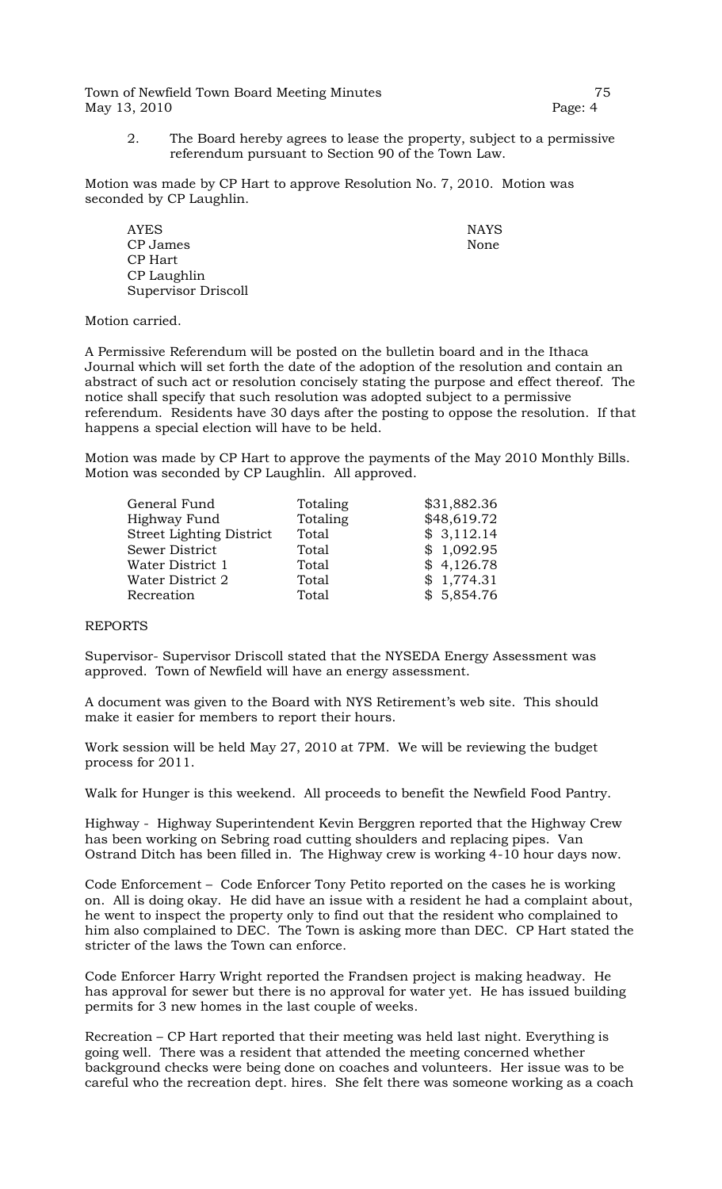2. The Board hereby agrees to lease the property, subject to a permissive referendum pursuant to Section 90 of the Town Law.

Motion was made by CP Hart to approve Resolution No. 7, 2010. Motion was seconded by CP Laughlin.

| AYES | NAYS |
|---|---|
| CP James | None |
| CP Hart | |
| CP Laughlin | |
| Supervisor Driscoll | |

Motion carried.

A Permissive Referendum will be posted on the bulletin board and in the Ithaca Journal which will set forth the date of the adoption of the resolution and contain an abstract of such act or resolution concisely stating the purpose and effect thereof. The notice shall specify that such resolution was adopted subject to a permissive referendum. Residents have 30 days after the posting to oppose the resolution. If that happens a special election will have to be held.

Motion was made by CP Hart to approve the payments of the May 2010 Monthly Bills. Motion was seconded by CP Laughlin. All approved.

| | | |
|---|---|---|
| General Fund | Totaling | $31,882.36 |
| Highway Fund | Totaling | $48,619.72 |
| Street Lighting District | Total | $ 3,112.14 |
| Sewer District | Total | $ 1,092.95 |
| Water District 1 | Total | $ 4,126.78 |
| Water District 2 | Total | $ 1,774.31 |
| Recreation | Total | $ 5,854.76 |

REPORTS

Supervisor- Supervisor Driscoll stated that the NYSEDA Energy Assessment was approved. Town of Newfield will have an energy assessment.

A document was given to the Board with NYS Retirement's web site. This should make it easier for members to report their hours.

Work session will be held May 27, 2010 at 7PM. We will be reviewing the budget process for 2011.

Walk for Hunger is this weekend. All proceeds to benefit the Newfield Food Pantry.

Highway - Highway Superintendent Kevin Berggren reported that the Highway Crew has been working on Sebring road cutting shoulders and replacing pipes. Van Ostrand Ditch has been filled in. The Highway crew is working 4-10 hour days now.

Code Enforcement – Code Enforcer Tony Petito reported on the cases he is working on. All is doing okay. He did have an issue with a resident he had a complaint about, he went to inspect the property only to find out that the resident who complained to him also complained to DEC. The Town is asking more than DEC. CP Hart stated the stricter of the laws the Town can enforce.

Code Enforcer Harry Wright reported the Frandsen project is making headway. He has approval for sewer but there is no approval for water yet. He has issued building permits for 3 new homes in the last couple of weeks.

Recreation – CP Hart reported that their meeting was held last night. Everything is going well. There was a resident that attended the meeting concerned whether background checks were being done on coaches and volunteers. Her issue was to be careful who the recreation dept. hires. She felt there was someone working as a coach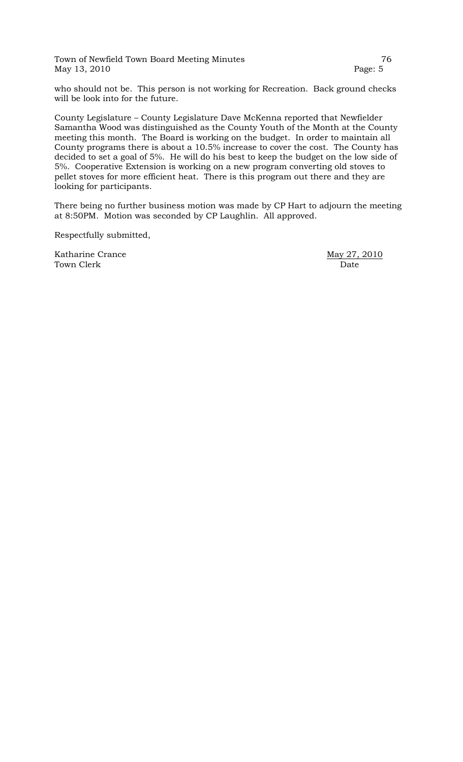who should not be. This person is not working for Recreation. Back ground checks will be look into for the future.

County Legislature – County Legislature Dave McKenna reported that Newfielder Samantha Wood was distinguished as the County Youth of the Month at the County meeting this month. The Board is working on the budget. In order to maintain all County programs there is about a 10.5% increase to cover the cost. The County has decided to set a goal of 5%. He will do his best to keep the budget on the low side of 5%. Cooperative Extension is working on a new program converting old stoves to pellet stoves for more efficient heat. There is this program out there and they are looking for participants.

There being no further business motion was made by CP Hart to adjourn the meeting at 8:50PM. Motion was seconded by CP Laughlin. All approved.

Respectfully submitted,

Katharine Crance
Town Clerk

May 27, 2010
Date